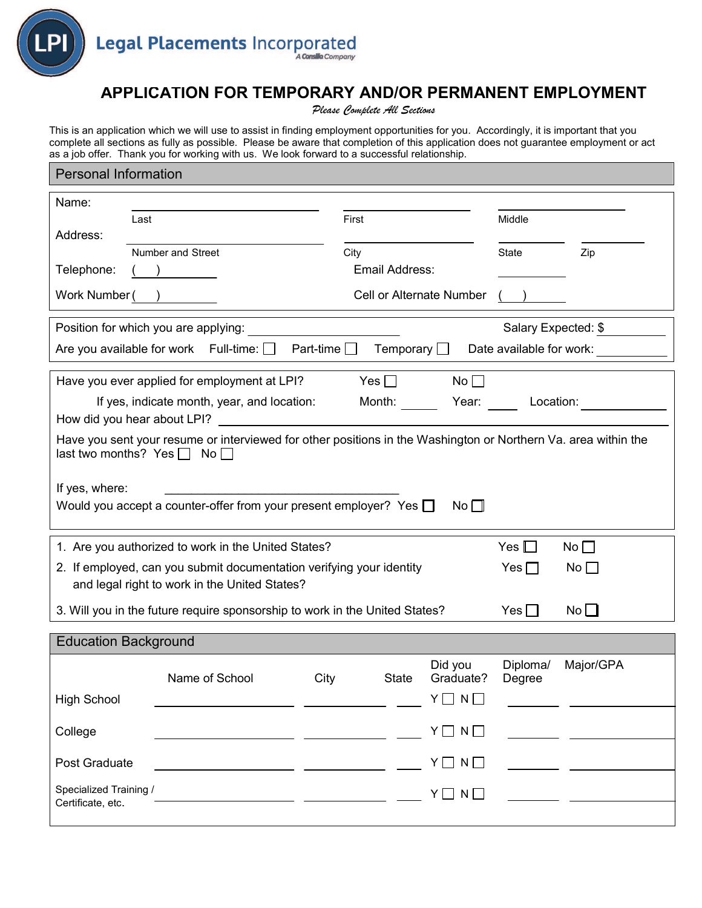LPI Legal Placements Incorporated
A Consilio Company

# APPLICATION FOR TEMPORARY AND/OR PERMANENT EMPLOYMENT

*Please Complete All Sections*

This is an application which we will use to assist in finding employment opportunities for you. Accordingly, it is important that you complete all sections as fully as possible. Please be aware that completion of this application does not guarantee employment or act as a job offer. Thank you for working with us. We look forward to a successful relationship.

## Personal Information

Name: ______________________ ______________________ ______________________
Last First Middle

Address: ______________________ ______________________ __________ __________
Number and Street City State Zip

Telephone: ( ) __________ Email Address: __________

Work Number ( ) __________ Cell or Alternate Number ( ) __________

Position for which you are applying: ______________________ Salary Expected: $ __________

Are you available for work Full-time: ☐ Part-time ☐ Temporary ☐ Date available for work: __________

Have you ever applied for employment at LPI? Yes ☐ No ☐

If yes, indicate month, year, and location: Month: ______ Year: ______ Location: __________

How did you hear about LPI? ______________________________________________

Have you sent your resume or interviewed for other positions in the Washington or Northern Va. area within the last two months? Yes ☐ No ☐

If yes, where: ______________________________

Would you accept a counter-offer from your present employer? Yes ☐ No ☐

1. Are you authorized to work in the United States? Yes ☐ No ☐
2. If employed, can you submit documentation verifying your identity and legal right to work in the United States? Yes ☐ No ☐
3. Will you in the future require sponsorship to work in the United States? Yes ☐ No ☐

## Education Background

| | Name of School | City | State | Did you Graduate? | Diploma/ Degree | Major/GPA |
|---|---|---|---|---|---|---|
| High School | | | | Y ☐ N ☐ | | |
| College | | | | Y ☐ N ☐ | | |
| Post Graduate | | | | Y ☐ N ☐ | | |
| Specialized Training / Certificate, etc. | | | | Y ☐ N ☐ | | |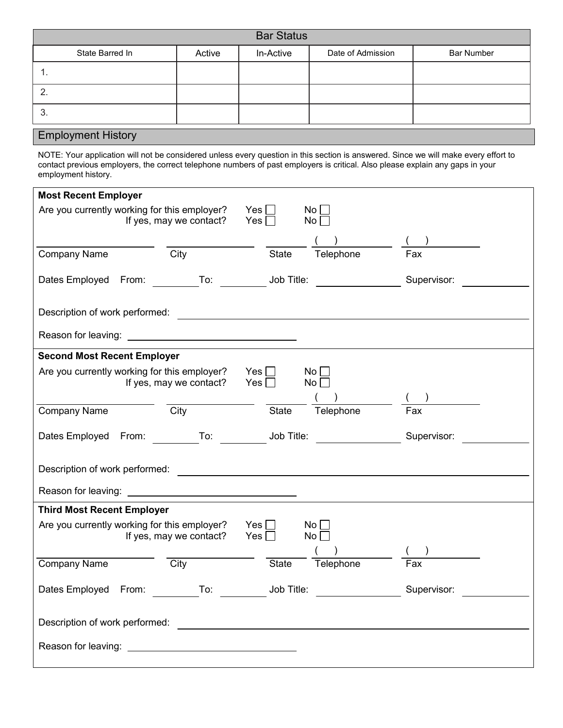## Bar Status

| State Barred In | Active | In-Active | Date of Admission | Bar Number |
|---|---|---|---|---|
| 1. | | | | |
| 2. | | | | |
| 3. | | | | |

## Employment History

NOTE: Your application will not be considered unless every question in this section is answered. Since we will make every effort to contact previous employers, the correct telephone numbers of past employers is critical. Also please explain any gaps in your employment history.

**Most Recent Employer**

Are you currently working for this employer? Yes ☐ No ☐
If yes, may we contact? Yes ☐ No ☐

Company Name ______ City ______ State ______ Telephone ( ) ______ Fax ( ) ______

Dates Employed From: ______ To: ______ Job Title: ______ Supervisor: ______

Description of work performed: ______

Reason for leaving: ______

**Second Most Recent Employer**

Are you currently working for this employer? Yes ☐ No ☐
If yes, may we contact? Yes ☐ No ☐

Company Name ______ City ______ State ______ Telephone ( ) ______ Fax ( ) ______

Dates Employed From: ______ To: ______ Job Title: ______ Supervisor: ______

Description of work performed: ______

Reason for leaving: ______

**Third Most Recent Employer**

Are you currently working for this employer? Yes ☐ No ☐
If yes, may we contact? Yes ☐ No ☐

Company Name ______ City ______ State ______ Telephone ( ) ______ Fax ( ) ______

Dates Employed From: ______ To: ______ Job Title: ______ Supervisor: ______

Description of work performed: ______

Reason for leaving: ______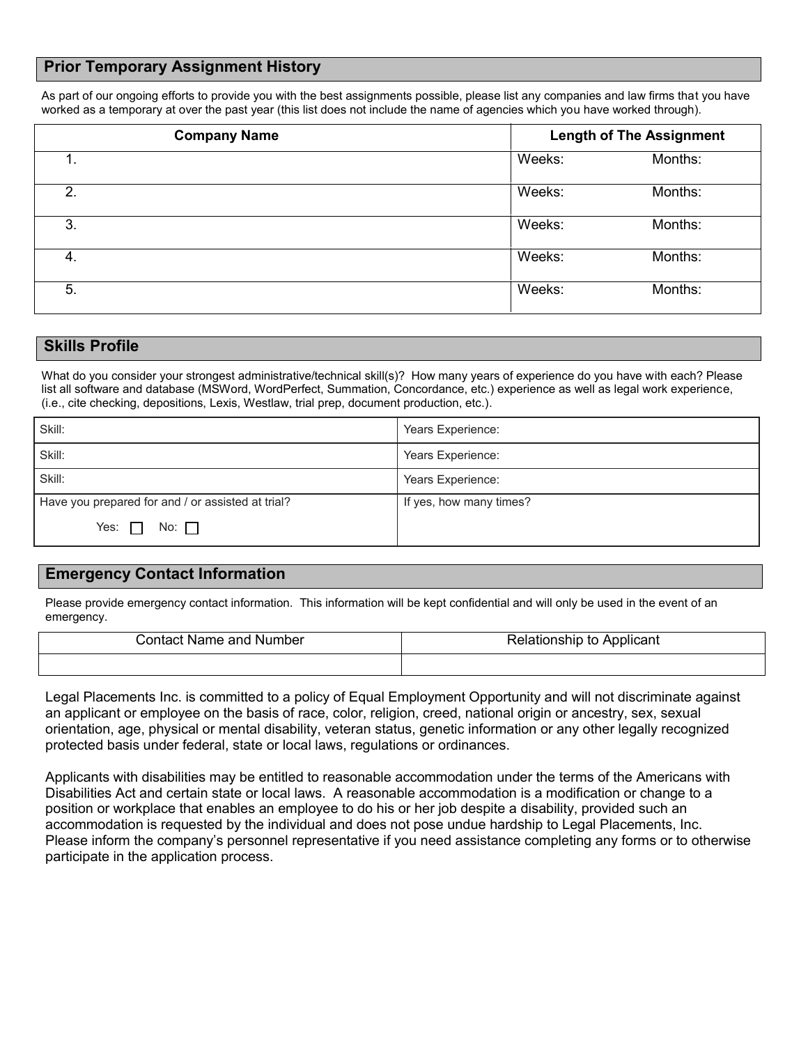## Prior Temporary Assignment History

As part of our ongoing efforts to provide you with the best assignments possible, please list any companies and law firms that you have worked as a temporary at over the past year (this list does not include the name of agencies which you have worked through).

| Company Name | Length of The Assignment | |
|---|---|---|
| 1. | Weeks: | Months: |
| 2. | Weeks: | Months: |
| 3. | Weeks: | Months: |
| 4. | Weeks: | Months: |
| 5. | Weeks: | Months: |

## Skills Profile

What do you consider your strongest administrative/technical skill(s)? How many years of experience do you have with each? Please list all software and database (MSWord, WordPerfect, Summation, Concordance, etc.) experience as well as legal work experience, (i.e., cite checking, depositions, Lexis, Westlaw, trial prep, document production, etc.).

| | |
|---|---|
| Skill: | Years Experience: |
| Skill: | Years Experience: |
| Skill: | Years Experience: |
| Have you prepared for and / or assisted at trial? Yes: ☐ No: ☐ | If yes, how many times? |

## Emergency Contact Information

Please provide emergency contact information. This information will be kept confidential and will only be used in the event of an emergency.

| Contact Name and Number | Relationship to Applicant |
|---|---|
| | |

Legal Placements Inc. is committed to a policy of Equal Employment Opportunity and will not discriminate against an applicant or employee on the basis of race, color, religion, creed, national origin or ancestry, sex, sexual orientation, age, physical or mental disability, veteran status, genetic information or any other legally recognized protected basis under federal, state or local laws, regulations or ordinances.

Applicants with disabilities may be entitled to reasonable accommodation under the terms of the Americans with Disabilities Act and certain state or local laws. A reasonable accommodation is a modification or change to a position or workplace that enables an employee to do his or her job despite a disability, provided such an accommodation is requested by the individual and does not pose undue hardship to Legal Placements, Inc. Please inform the company's personnel representative if you need assistance completing any forms or to otherwise participate in the application process.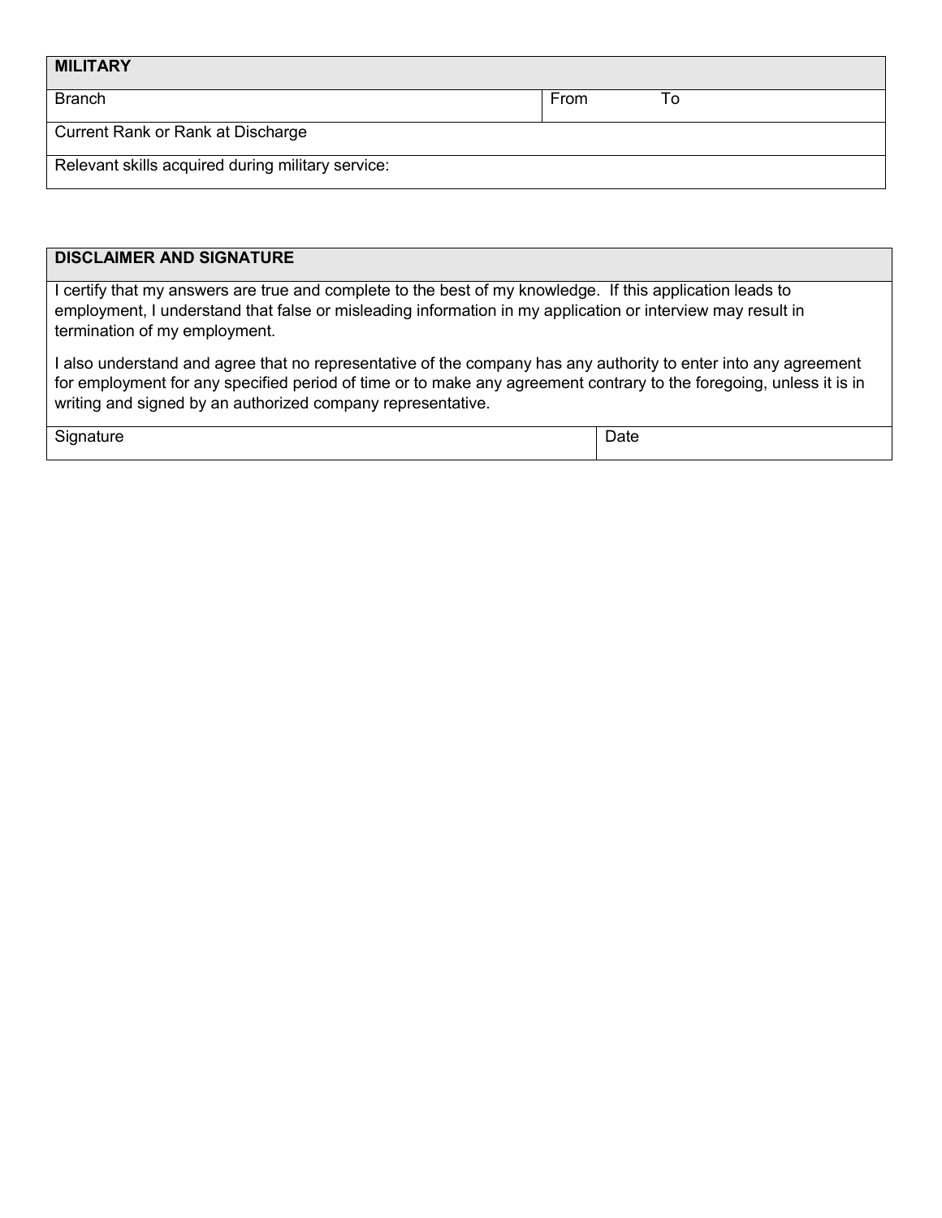| **MILITARY** | | |
|---|---|---|
| Branch | From | To |
| Current Rank or Rank at Discharge | | |
| Relevant skills acquired during military service: | | |

| **DISCLAIMER AND SIGNATURE** | |
|---|---|
| I certify that my answers are true and complete to the best of my knowledge. If this application leads to employment, I understand that false or misleading information in my application or interview may result in termination of my employment.<br><br>I also understand and agree that no representative of the company has any authority to enter into any agreement for employment for any specified period of time or to make any agreement contrary to the foregoing, unless it is in writing and signed by an authorized company representative. | |
| Signature | Date |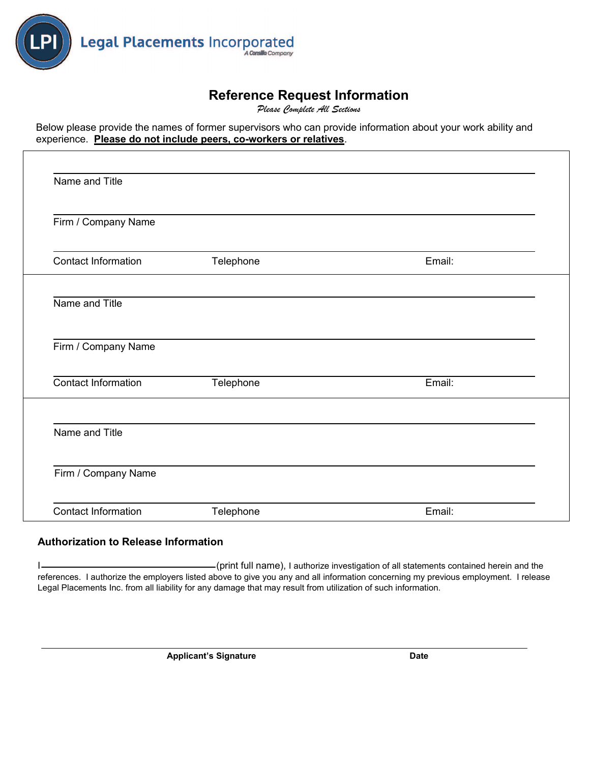Legal Placements Incorporated

A Consilio Company

# Reference Request Information

*Please Complete All Sections*

Below please provide the names of former supervisors who can provide information about your work ability and experience. **Please do not include peers, co-workers or relatives**.

Name and Title

Firm / Company Name

Contact Information Telephone Email:

Name and Title

Firm / Company Name

Contact Information Telephone Email:

Name and Title

Firm / Company Name

Contact Information Telephone Email:

### Authorization to Release Information

I \_\_\_\_\_\_\_\_\_\_\_\_\_\_\_\_\_\_\_\_\_\_\_\_\_\_\_\_\_\_ (print full name), I authorize investigation of all statements contained herein and the references. I authorize the employers listed above to give you any and all information concerning my previous employment. I release Legal Placements Inc. from all liability for any damage that may result from utilization of such information.

**Applicant's Signature** **Date**